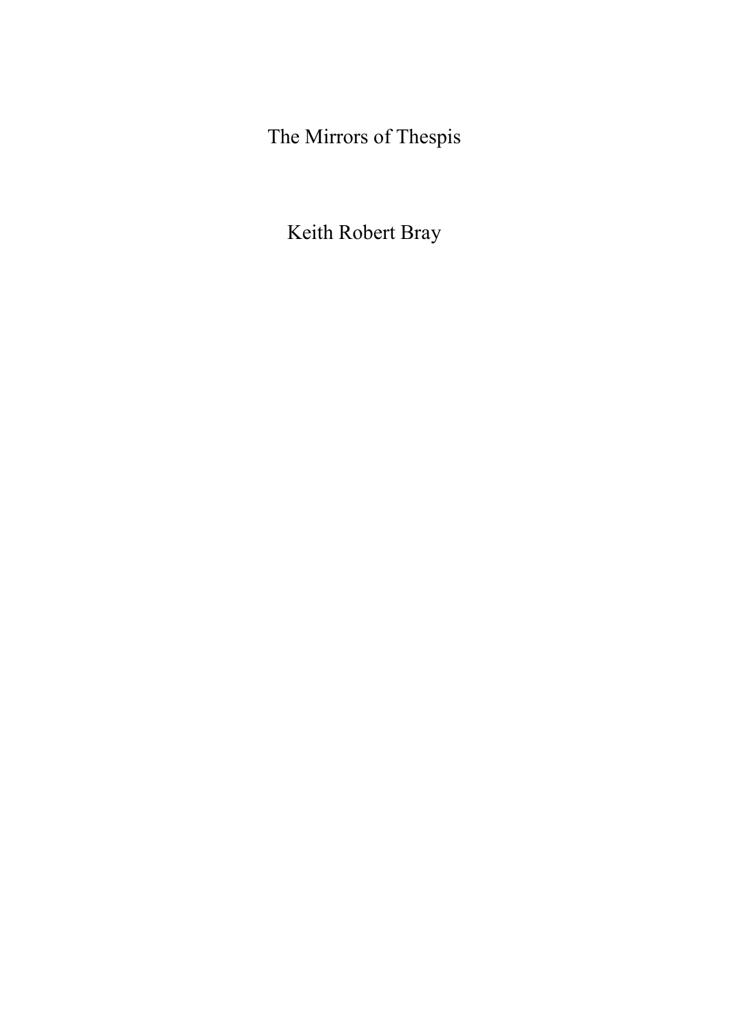# The Mirrors of Thespis

Keith Robert Bray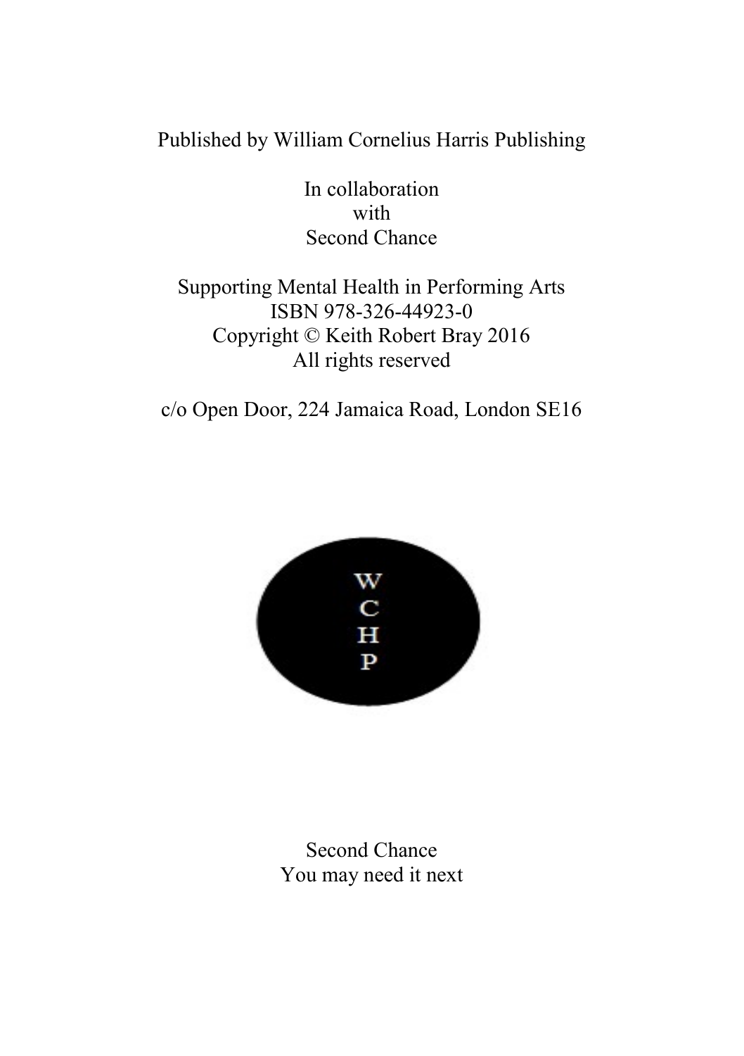Published by William Cornelius Harris Publishing

In collaboration
with
Second Chance

Supporting Mental Health in Performing Arts
ISBN 978-326-44923-0
Copyright © Keith Robert Bray 2016
All rights reserved

c/o Open Door, 224 Jamaica Road, London SE16

W
C
H
P

Second Chance
You may need it next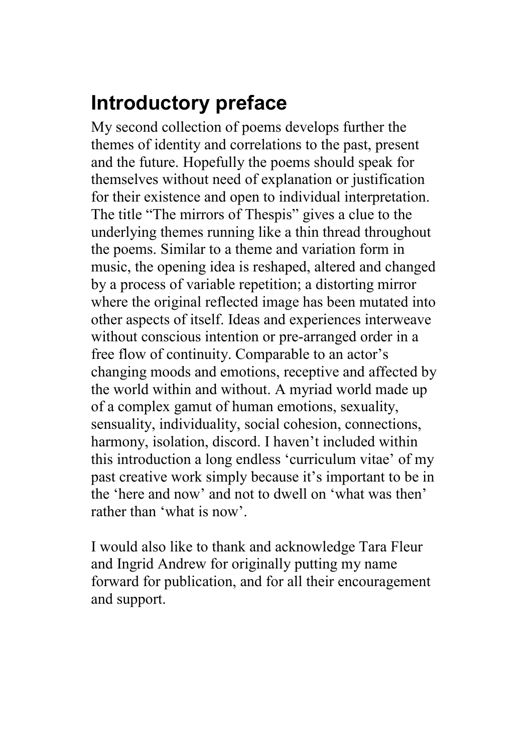## Introductory preface

My second collection of poems develops further the themes of identity and correlations to the past, present and the future. Hopefully the poems should speak for themselves without need of explanation or justification for their existence and open to individual interpretation. The title "The mirrors of Thespis" gives a clue to the underlying themes running like a thin thread throughout the poems. Similar to a theme and variation form in music, the opening idea is reshaped, altered and changed by a process of variable repetition; a distorting mirror where the original reflected image has been mutated into other aspects of itself. Ideas and experiences interweave without conscious intention or pre-arranged order in a free flow of continuity. Comparable to an actor's changing moods and emotions, receptive and affected by the world within and without. A myriad world made up of a complex gamut of human emotions, sexuality, sensuality, individuality, social cohesion, connections, harmony, isolation, discord. I haven't included within this introduction a long endless 'curriculum vitae' of my past creative work simply because it's important to be in the 'here and now' and not to dwell on 'what was then' rather than 'what is now'.

I would also like to thank and acknowledge Tara Fleur and Ingrid Andrew for originally putting my name forward for publication, and for all their encouragement and support.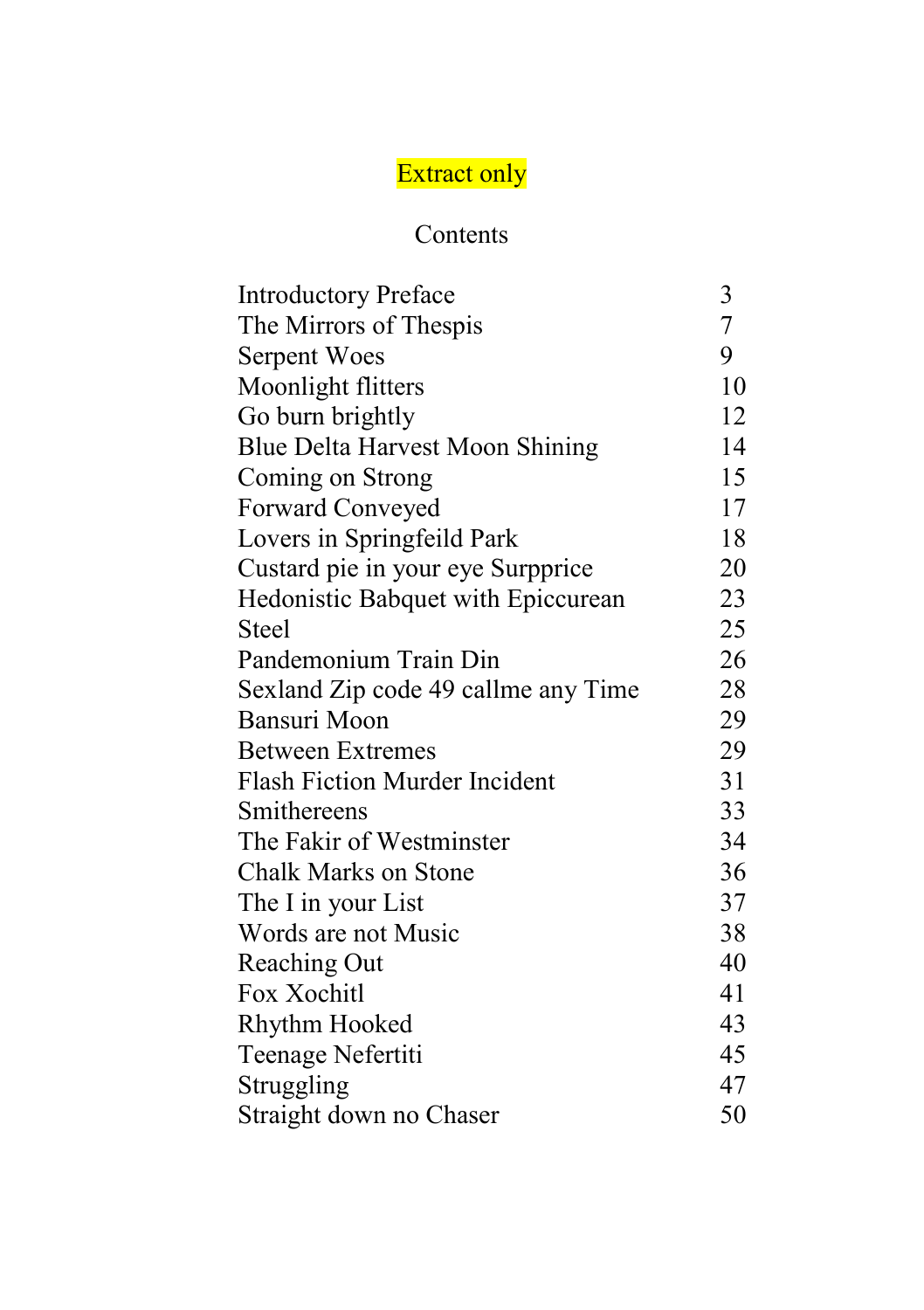Extract only

# Contents

| | |
|---|---|
| Introductory Preface | 3 |
| The Mirrors of Thespis | 7 |
| Serpent Woes | 9 |
| Moonlight flitters | 10 |
| Go burn brightly | 12 |
| Blue Delta Harvest Moon Shining | 14 |
| Coming on Strong | 15 |
| Forward Conveyed | 17 |
| Lovers in Springfeild Park | 18 |
| Custard pie in your eye Surpprice | 20 |
| Hedonistic Babquet with Epiccurean | 23 |
| Steel | 25 |
| Pandemonium Train Din | 26 |
| Sexland Zip code 49 callme any Time | 28 |
| Bansuri Moon | 29 |
| Between Extremes | 29 |
| Flash Fiction Murder Incident | 31 |
| Smithereens | 33 |
| The Fakir of Westminster | 34 |
| Chalk Marks on Stone | 36 |
| The I in your List | 37 |
| Words are not Music | 38 |
| Reaching Out | 40 |
| Fox Xochitl | 41 |
| Rhythm Hooked | 43 |
| Teenage Nefertiti | 45 |
| Struggling | 47 |
| Straight down no Chaser | 50 |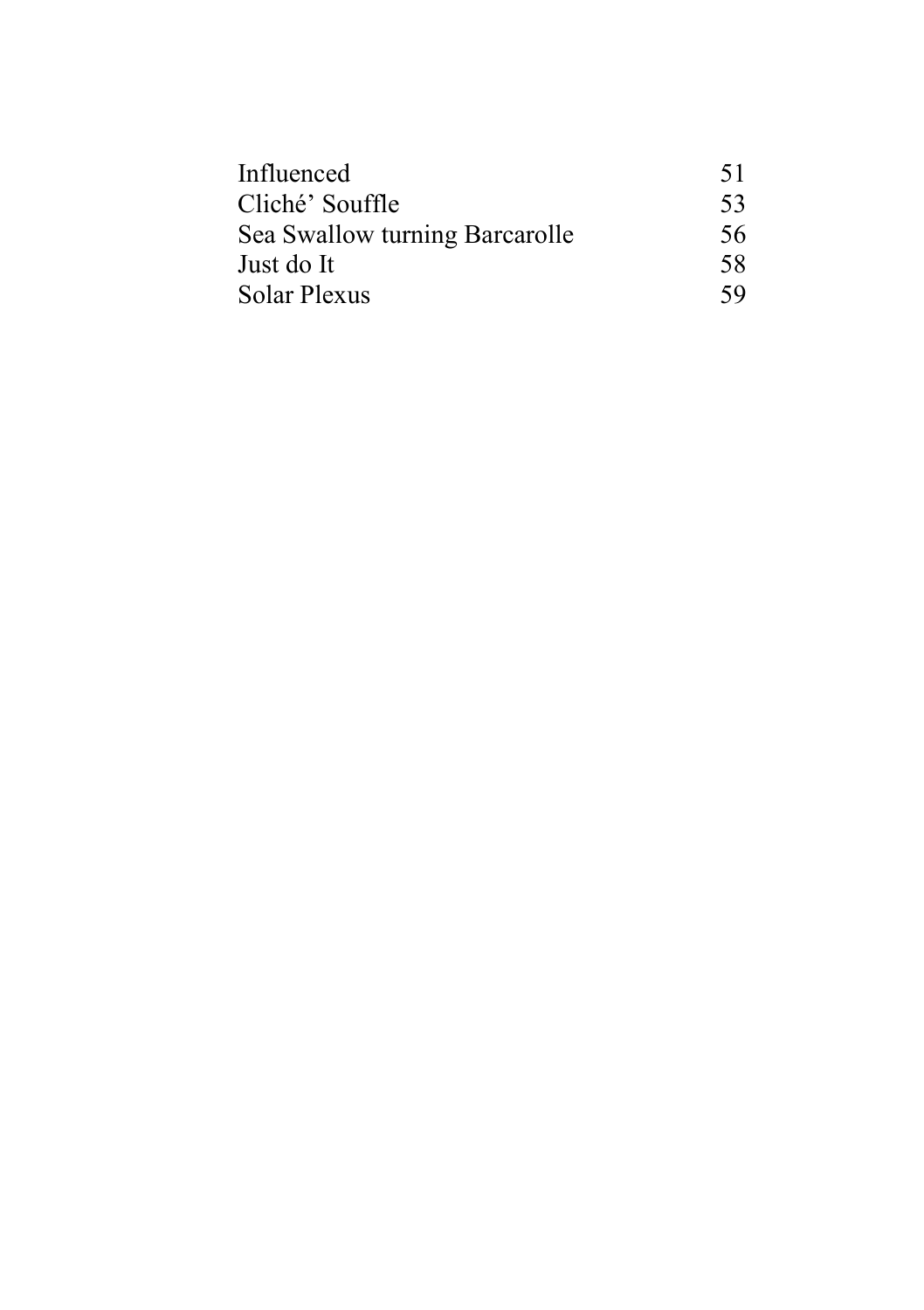| | |
|---|---|
| Influenced | 51 |
| Cliché' Souffle | 53 |
| Sea Swallow turning Barcarolle | 56 |
| Just do It | 58 |
| Solar Plexus | 59 |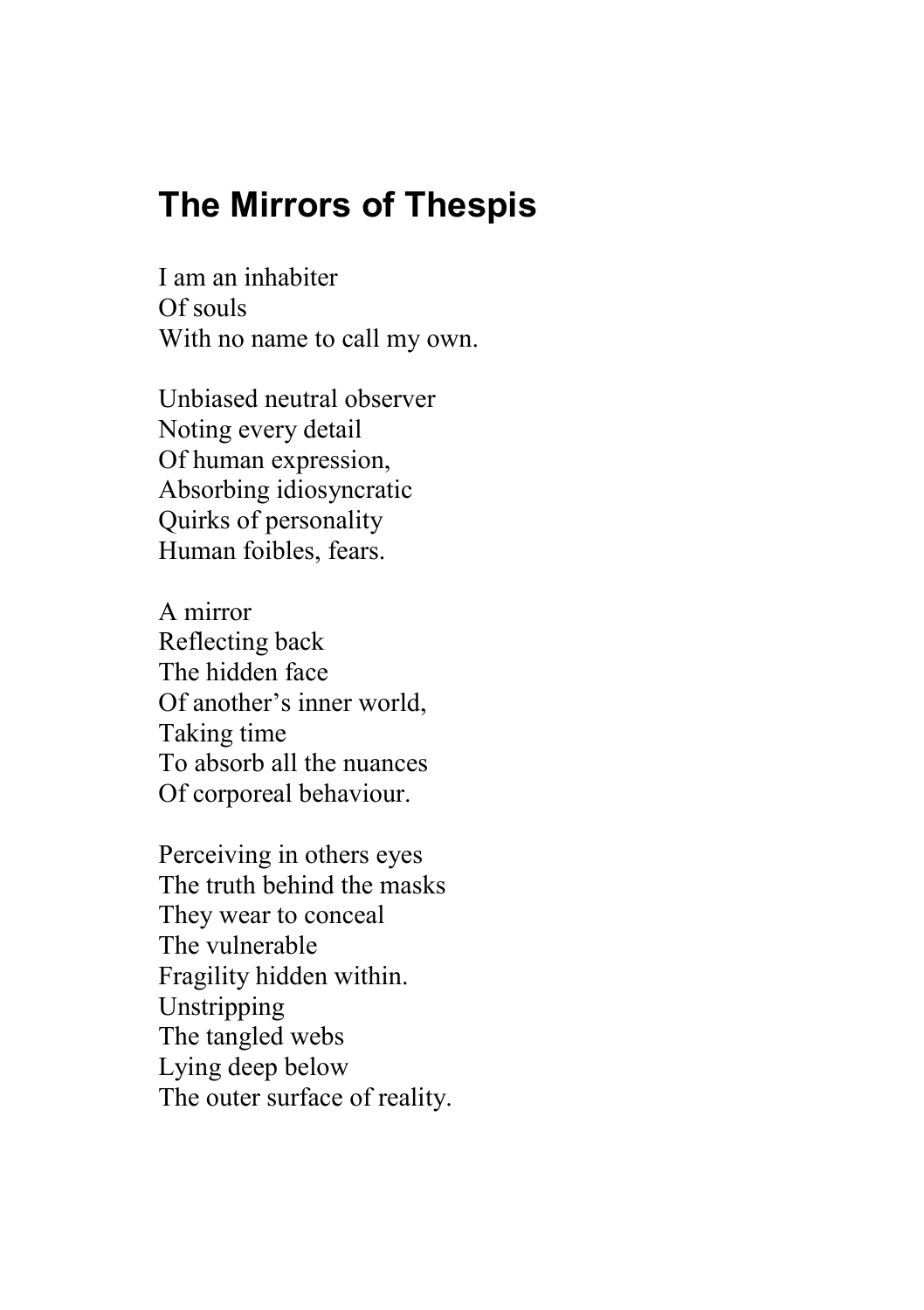# The Mirrors of Thespis

I am an inhabiter  
Of souls  
With no name to call my own.

Unbiased neutral observer  
Noting every detail  
Of human expression,  
Absorbing idiosyncratic  
Quirks of personality  
Human foibles, fears.

A mirror  
Reflecting back  
The hidden face  
Of another's inner world,  
Taking time  
To absorb all the nuances  
Of corporeal behaviour.

Perceiving in others eyes  
The truth behind the masks  
They wear to conceal  
The vulnerable  
Fragility hidden within.  
Unstripping  
The tangled webs  
Lying deep below  
The outer surface of reality.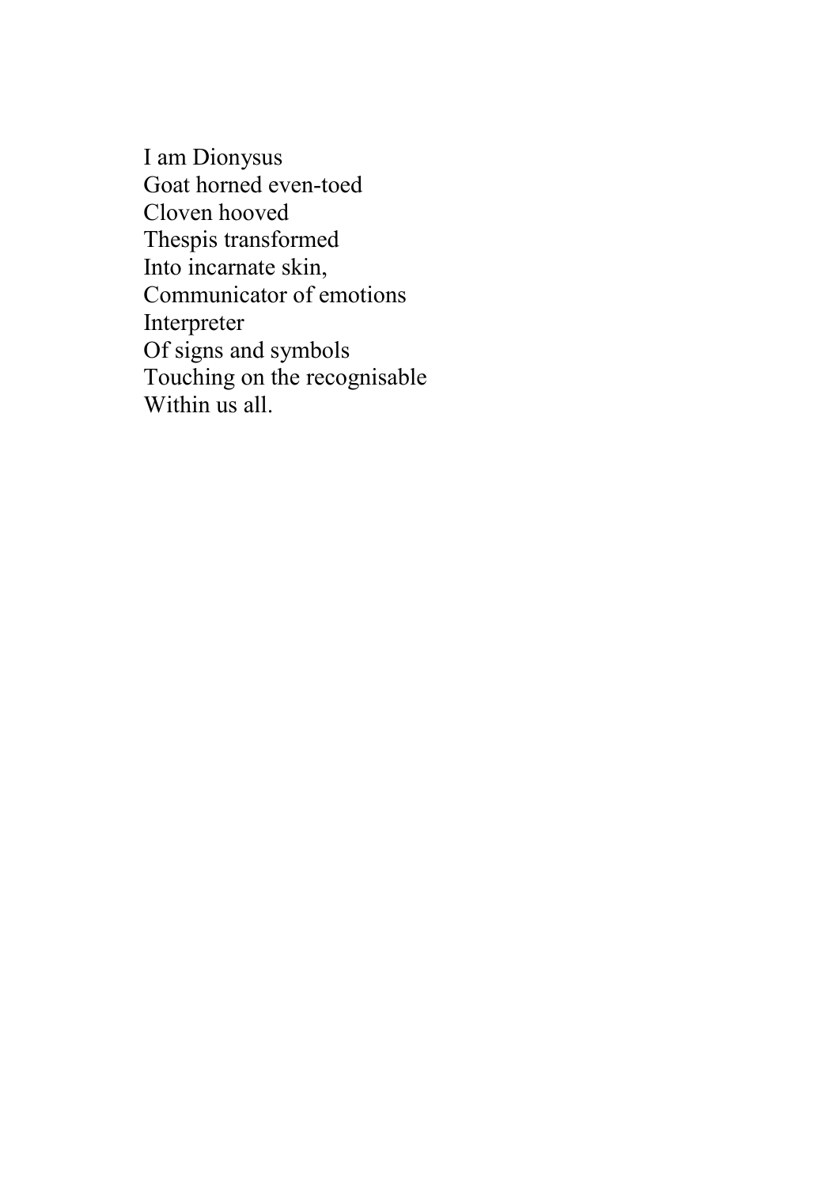I am Dionysus  
Goat horned even-toed  
Cloven hooved  
Thespis transformed  
Into incarnate skin,  
Communicator of emotions  
Interpreter  
Of signs and symbols  
Touching on the recognisable  
Within us all.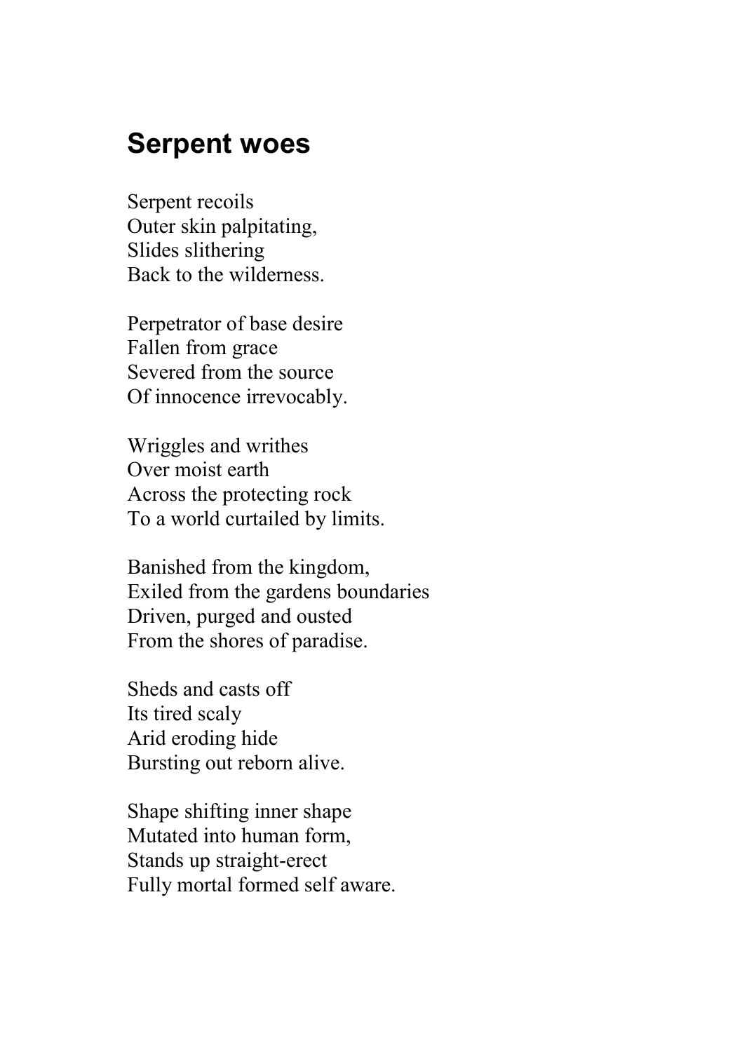## Serpent woes

Serpent recoils  
Outer skin palpitating,  
Slides slithering  
Back to the wilderness.

Perpetrator of base desire  
Fallen from grace  
Severed from the source  
Of innocence irrevocably.

Wriggles and writhes  
Over moist earth  
Across the protecting rock  
To a world curtailed by limits.

Banished from the kingdom,  
Exiled from the gardens boundaries  
Driven, purged and ousted  
From the shores of paradise.

Sheds and casts off  
Its tired scaly  
Arid eroding hide  
Bursting out reborn alive.

Shape shifting inner shape  
Mutated into human form,  
Stands up straight-erect  
Fully mortal formed self aware.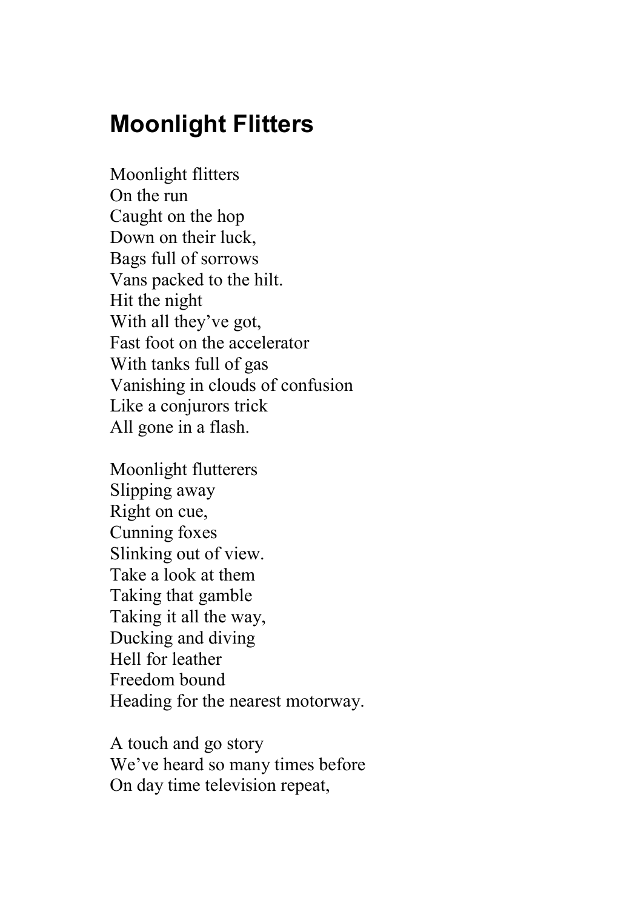## Moonlight Flitters

Moonlight flitters  
On the run  
Caught on the hop  
Down on their luck,  
Bags full of sorrows  
Vans packed to the hilt.  
Hit the night  
With all they've got,  
Fast foot on the accelerator  
With tanks full of gas  
Vanishing in clouds of confusion  
Like a conjurors trick  
All gone in a flash.

Moonlight flutterers  
Slipping away  
Right on cue,  
Cunning foxes  
Slinking out of view.  
Take a look at them  
Taking that gamble  
Taking it all the way,  
Ducking and diving  
Hell for leather  
Freedom bound  
Heading for the nearest motorway.

A touch and go story  
We've heard so many times before  
On day time television repeat,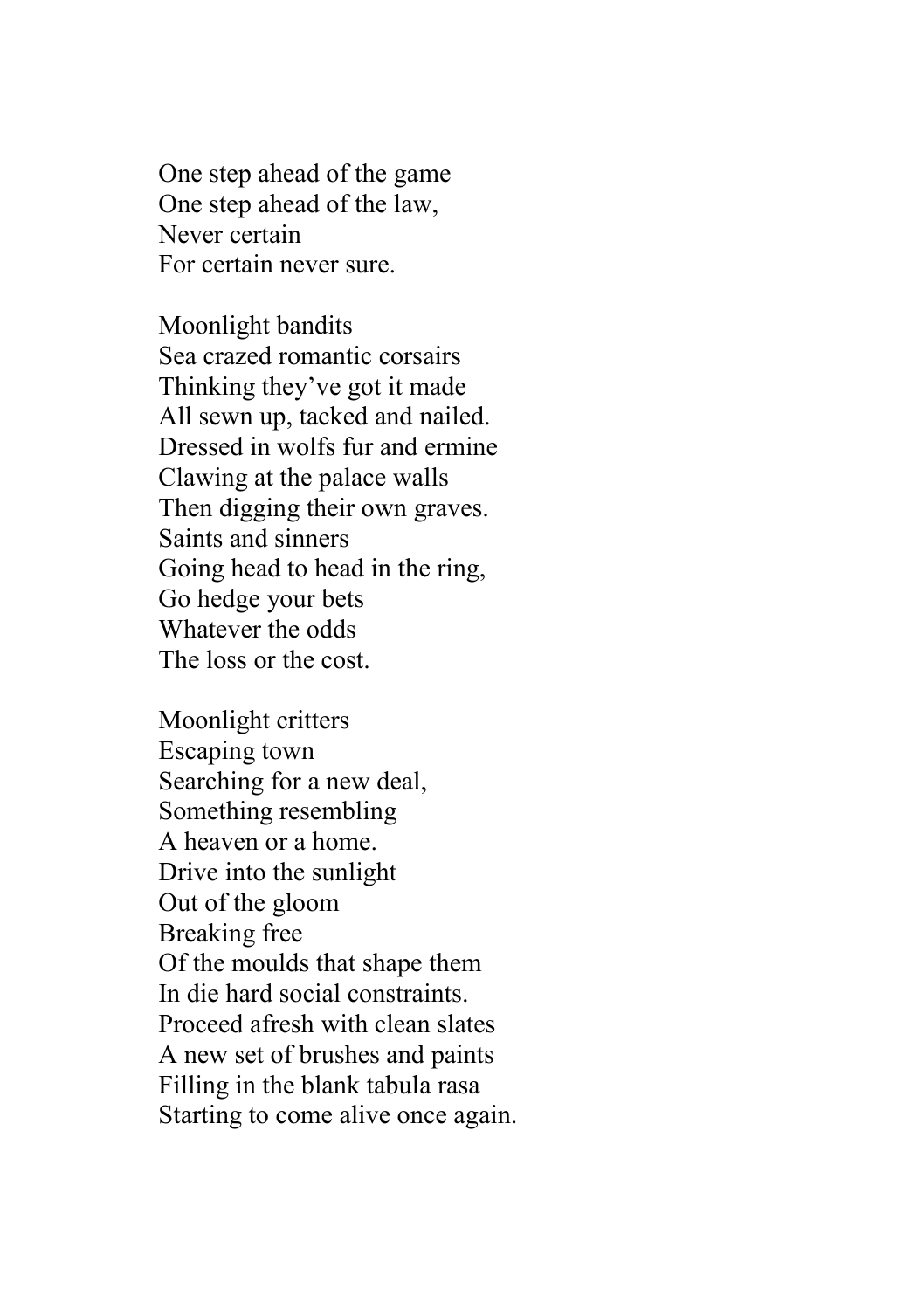One step ahead of the game  
One step ahead of the law,  
Never certain  
For certain never sure.

Moonlight bandits  
Sea crazed romantic corsairs  
Thinking they've got it made  
All sewn up, tacked and nailed.  
Dressed in wolfs fur and ermine  
Clawing at the palace walls  
Then digging their own graves.  
Saints and sinners  
Going head to head in the ring,  
Go hedge your bets  
Whatever the odds  
The loss or the cost.

Moonlight critters  
Escaping town  
Searching for a new deal,  
Something resembling  
A heaven or a home.  
Drive into the sunlight  
Out of the gloom  
Breaking free  
Of the moulds that shape them  
In die hard social constraints.  
Proceed afresh with clean slates  
A new set of brushes and paints  
Filling in the blank tabula rasa  
Starting to come alive once again.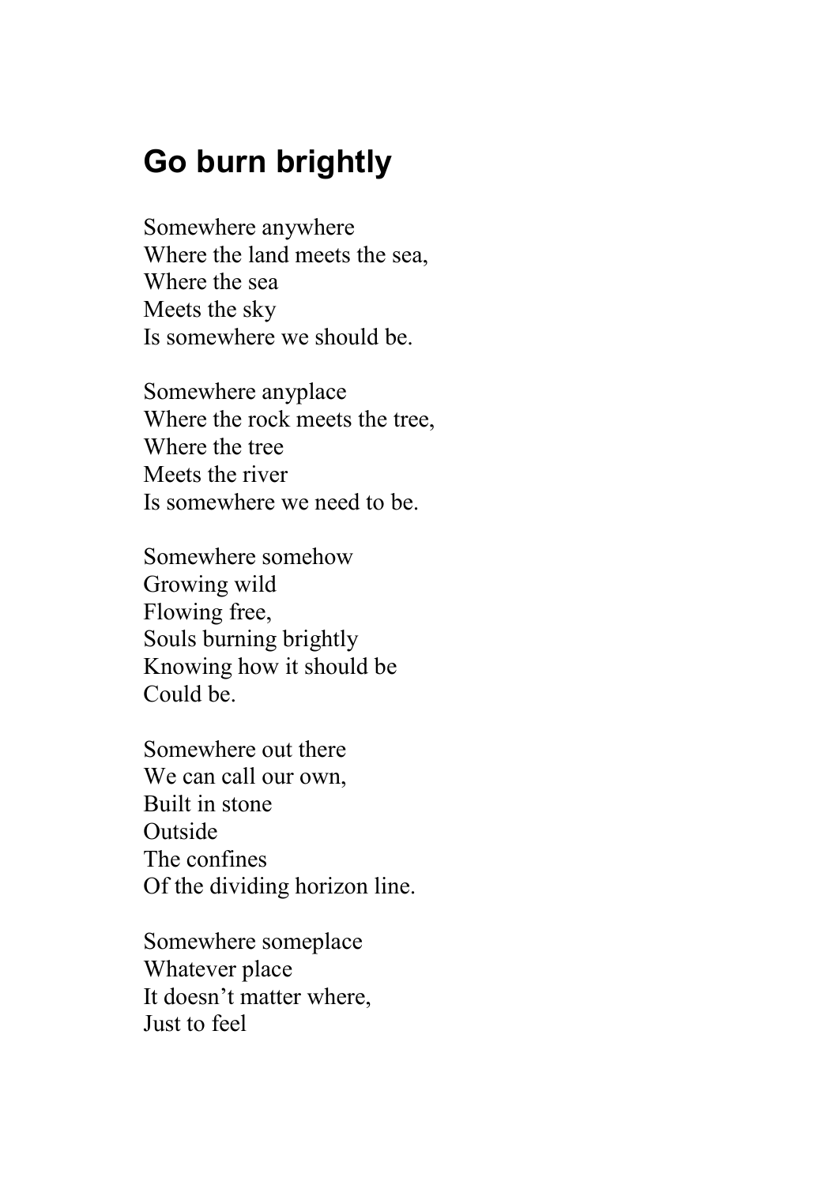## Go burn brightly

Somewhere anywhere  
Where the land meets the sea,  
Where the sea  
Meets the sky  
Is somewhere we should be.

Somewhere anyplace  
Where the rock meets the tree,  
Where the tree  
Meets the river  
Is somewhere we need to be.

Somewhere somehow  
Growing wild  
Flowing free,  
Souls burning brightly  
Knowing how it should be  
Could be.

Somewhere out there  
We can call our own,  
Built in stone  
Outside  
The confines  
Of the dividing horizon line.

Somewhere someplace  
Whatever place  
It doesn't matter where,  
Just to feel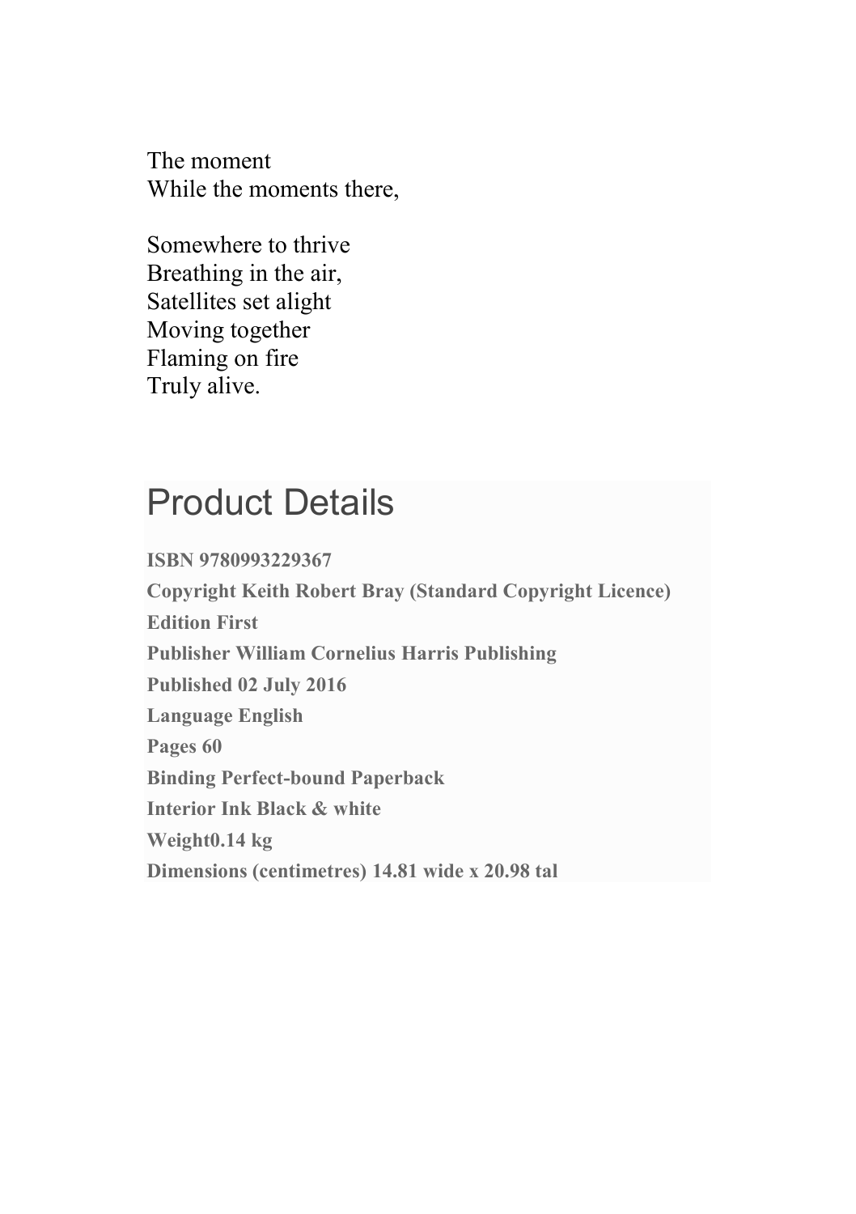The moment
While the moments there,

Somewhere to thrive
Breathing in the air,
Satellites set alight
Moving together
Flaming on fire
Truly alive.

# Product Details

**ISBN 9780993229367**

**Copyright Keith Robert Bray (Standard Copyright Licence)**

**Edition First**

**Publisher William Cornelius Harris Publishing**

**Published 02 July 2016**

**Language English**

**Pages 60**

**Binding Perfect-bound Paperback**

**Interior Ink Black & white**

**Weight0.14 kg**

**Dimensions (centimetres) 14.81 wide x 20.98 tal**